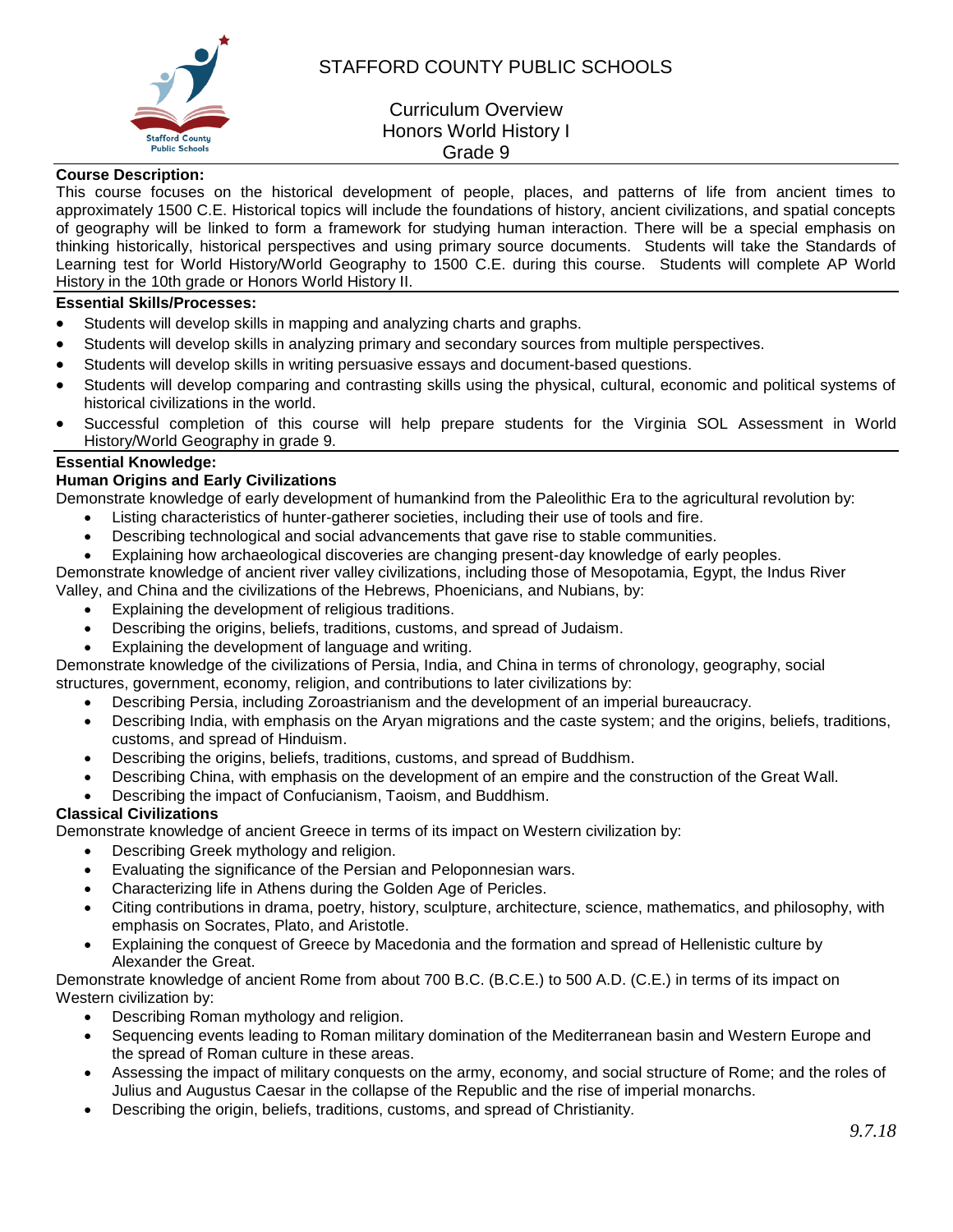# STAFFORD COUNTY PUBLIC SCHOOLS

## Curriculum Overview
## Honors World History I
## Grade 9

**Course Description:**

This course focuses on the historical development of people, places, and patterns of life from ancient times to approximately 1500 C.E. Historical topics will include the foundations of history, ancient civilizations, and spatial concepts of geography will be linked to form a framework for studying human interaction. There will be a special emphasis on thinking historically, historical perspectives and using primary source documents. Students will take the Standards of Learning test for World History/World Geography to 1500 C.E. during this course. Students will complete AP World History in the 10th grade or Honors World History II.

**Essential Skills/Processes:**

- Students will develop skills in mapping and analyzing charts and graphs.
- Students will develop skills in analyzing primary and secondary sources from multiple perspectives.
- Students will develop skills in writing persuasive essays and document-based questions.
- Students will develop comparing and contrasting skills using the physical, cultural, economic and political systems of historical civilizations in the world.
- Successful completion of this course will help prepare students for the Virginia SOL Assessment in World History/World Geography in grade 9.

**Essential Knowledge:**

**Human Origins and Early Civilizations**

Demonstrate knowledge of early development of humankind from the Paleolithic Era to the agricultural revolution by:

- Listing characteristics of hunter-gatherer societies, including their use of tools and fire.
- Describing technological and social advancements that gave rise to stable communities.
- Explaining how archaeological discoveries are changing present-day knowledge of early peoples.

Demonstrate knowledge of ancient river valley civilizations, including those of Mesopotamia, Egypt, the Indus River Valley, and China and the civilizations of the Hebrews, Phoenicians, and Nubians, by:

- Explaining the development of religious traditions.
- Describing the origins, beliefs, traditions, customs, and spread of Judaism.
- Explaining the development of language and writing.

Demonstrate knowledge of the civilizations of Persia, India, and China in terms of chronology, geography, social structures, government, economy, religion, and contributions to later civilizations by:

- Describing Persia, including Zoroastrianism and the development of an imperial bureaucracy.
- Describing India, with emphasis on the Aryan migrations and the caste system; and the origins, beliefs, traditions, customs, and spread of Hinduism.
- Describing the origins, beliefs, traditions, customs, and spread of Buddhism.
- Describing China, with emphasis on the development of an empire and the construction of the Great Wall.
- Describing the impact of Confucianism, Taoism, and Buddhism.

**Classical Civilizations**

Demonstrate knowledge of ancient Greece in terms of its impact on Western civilization by:

- Describing Greek mythology and religion.
- Evaluating the significance of the Persian and Peloponnesian wars.
- Characterizing life in Athens during the Golden Age of Pericles.
- Citing contributions in drama, poetry, history, sculpture, architecture, science, mathematics, and philosophy, with emphasis on Socrates, Plato, and Aristotle.
- Explaining the conquest of Greece by Macedonia and the formation and spread of Hellenistic culture by Alexander the Great.

Demonstrate knowledge of ancient Rome from about 700 B.C. (B.C.E.) to 500 A.D. (C.E.) in terms of its impact on Western civilization by:

- Describing Roman mythology and religion.
- Sequencing events leading to Roman military domination of the Mediterranean basin and Western Europe and the spread of Roman culture in these areas.
- Assessing the impact of military conquests on the army, economy, and social structure of Rome; and the roles of Julius and Augustus Caesar in the collapse of the Republic and the rise of imperial monarchs.
- Describing the origin, beliefs, traditions, customs, and spread of Christianity.

*9.7.18*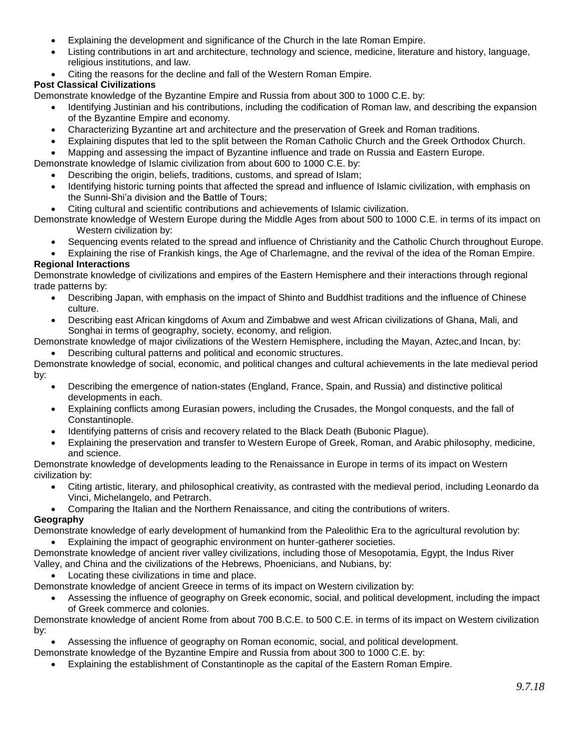- Explaining the development and significance of the Church in the late Roman Empire.
- Listing contributions in art and architecture, technology and science, medicine, literature and history, language, religious institutions, and law.
- Citing the reasons for the decline and fall of the Western Roman Empire.

**Post Classical Civilizations**

Demonstrate knowledge of the Byzantine Empire and Russia from about 300 to 1000 C.E. by:

- Identifying Justinian and his contributions, including the codification of Roman law, and describing the expansion of the Byzantine Empire and economy.
- Characterizing Byzantine art and architecture and the preservation of Greek and Roman traditions.
- Explaining disputes that led to the split between the Roman Catholic Church and the Greek Orthodox Church.
- Mapping and assessing the impact of Byzantine influence and trade on Russia and Eastern Europe.

Demonstrate knowledge of Islamic civilization from about 600 to 1000 C.E. by:

- Describing the origin, beliefs, traditions, customs, and spread of Islam;
- Identifying historic turning points that affected the spread and influence of Islamic civilization, with emphasis on the Sunni-Shi'a division and the Battle of Tours;
- Citing cultural and scientific contributions and achievements of Islamic civilization.

Demonstrate knowledge of Western Europe during the Middle Ages from about 500 to 1000 C.E. in terms of its impact on Western civilization by:

- Sequencing events related to the spread and influence of Christianity and the Catholic Church throughout Europe.
- Explaining the rise of Frankish kings, the Age of Charlemagne, and the revival of the idea of the Roman Empire.

**Regional Interactions**

Demonstrate knowledge of civilizations and empires of the Eastern Hemisphere and their interactions through regional trade patterns by:

- Describing Japan, with emphasis on the impact of Shinto and Buddhist traditions and the influence of Chinese culture.
- Describing east African kingdoms of Axum and Zimbabwe and west African civilizations of Ghana, Mali, and Songhai in terms of geography, society, economy, and religion.

Demonstrate knowledge of major civilizations of the Western Hemisphere, including the Mayan, Aztec,and Incan, by:

- Describing cultural patterns and political and economic structures.

Demonstrate knowledge of social, economic, and political changes and cultural achievements in the late medieval period by:

- Describing the emergence of nation-states (England, France, Spain, and Russia) and distinctive political developments in each.
- Explaining conflicts among Eurasian powers, including the Crusades, the Mongol conquests, and the fall of Constantinople.
- Identifying patterns of crisis and recovery related to the Black Death (Bubonic Plague).
- Explaining the preservation and transfer to Western Europe of Greek, Roman, and Arabic philosophy, medicine, and science.

Demonstrate knowledge of developments leading to the Renaissance in Europe in terms of its impact on Western civilization by:

- Citing artistic, literary, and philosophical creativity, as contrasted with the medieval period, including Leonardo da Vinci, Michelangelo, and Petrarch.
- Comparing the Italian and the Northern Renaissance, and citing the contributions of writers.

**Geography**

Demonstrate knowledge of early development of humankind from the Paleolithic Era to the agricultural revolution by:

- Explaining the impact of geographic environment on hunter-gatherer societies.

Demonstrate knowledge of ancient river valley civilizations, including those of Mesopotamia, Egypt, the Indus River Valley, and China and the civilizations of the Hebrews, Phoenicians, and Nubians, by:

- Locating these civilizations in time and place.

Demonstrate knowledge of ancient Greece in terms of its impact on Western civilization by:

- Assessing the influence of geography on Greek economic, social, and political development, including the impact of Greek commerce and colonies.

Demonstrate knowledge of ancient Rome from about 700 B.C.E. to 500 C.E. in terms of its impact on Western civilization by:

- Assessing the influence of geography on Roman economic, social, and political development.

Demonstrate knowledge of the Byzantine Empire and Russia from about 300 to 1000 C.E. by:

- Explaining the establishment of Constantinople as the capital of the Eastern Roman Empire.

*9.7.18*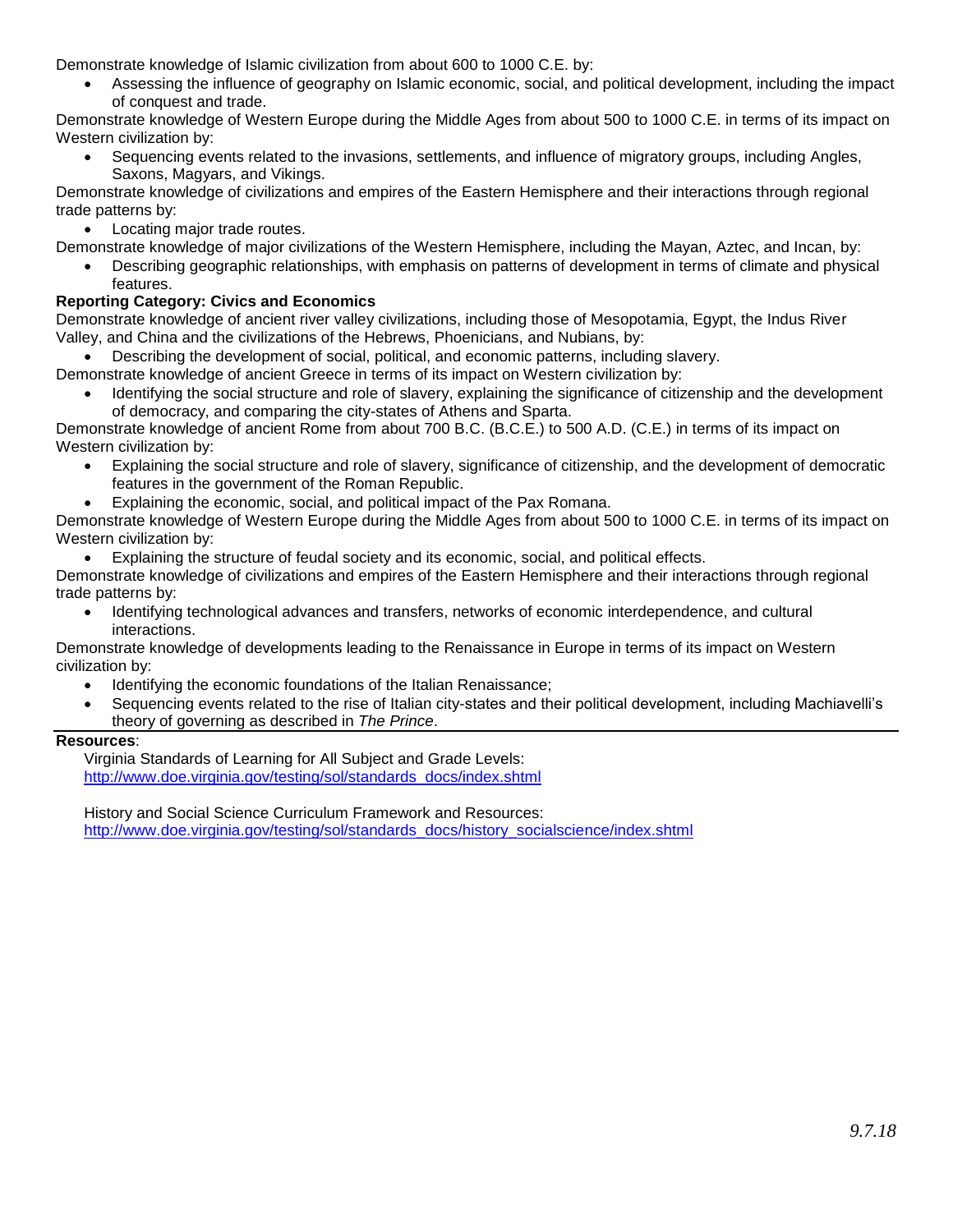Demonstrate knowledge of Islamic civilization from about 600 to 1000 C.E. by:

- Assessing the influence of geography on Islamic economic, social, and political development, including the impact of conquest and trade.

Demonstrate knowledge of Western Europe during the Middle Ages from about 500 to 1000 C.E. in terms of its impact on Western civilization by:

- Sequencing events related to the invasions, settlements, and influence of migratory groups, including Angles, Saxons, Magyars, and Vikings.

Demonstrate knowledge of civilizations and empires of the Eastern Hemisphere and their interactions through regional trade patterns by:

- Locating major trade routes.

Demonstrate knowledge of major civilizations of the Western Hemisphere, including the Mayan, Aztec, and Incan, by:

- Describing geographic relationships, with emphasis on patterns of development in terms of climate and physical features.

**Reporting Category: Civics and Economics**

Demonstrate knowledge of ancient river valley civilizations, including those of Mesopotamia, Egypt, the Indus River Valley, and China and the civilizations of the Hebrews, Phoenicians, and Nubians, by:

- Describing the development of social, political, and economic patterns, including slavery.

Demonstrate knowledge of ancient Greece in terms of its impact on Western civilization by:

- Identifying the social structure and role of slavery, explaining the significance of citizenship and the development of democracy, and comparing the city-states of Athens and Sparta.

Demonstrate knowledge of ancient Rome from about 700 B.C. (B.C.E.) to 500 A.D. (C.E.) in terms of its impact on Western civilization by:

- Explaining the social structure and role of slavery, significance of citizenship, and the development of democratic features in the government of the Roman Republic.
- Explaining the economic, social, and political impact of the Pax Romana.

Demonstrate knowledge of Western Europe during the Middle Ages from about 500 to 1000 C.E. in terms of its impact on Western civilization by:

- Explaining the structure of feudal society and its economic, social, and political effects.

Demonstrate knowledge of civilizations and empires of the Eastern Hemisphere and their interactions through regional trade patterns by:

- Identifying technological advances and transfers, networks of economic interdependence, and cultural interactions.

Demonstrate knowledge of developments leading to the Renaissance in Europe in terms of its impact on Western civilization by:

- Identifying the economic foundations of the Italian Renaissance;
- Sequencing events related to the rise of Italian city-states and their political development, including Machiavelli's theory of governing as described in *The Prince*.

---

**Resources**:

Virginia Standards of Learning for All Subject and Grade Levels:
http://www.doe.virginia.gov/testing/sol/standards_docs/index.shtml

History and Social Science Curriculum Framework and Resources:
http://www.doe.virginia.gov/testing/sol/standards_docs/history_socialscience/index.shtml

*9.7.18*